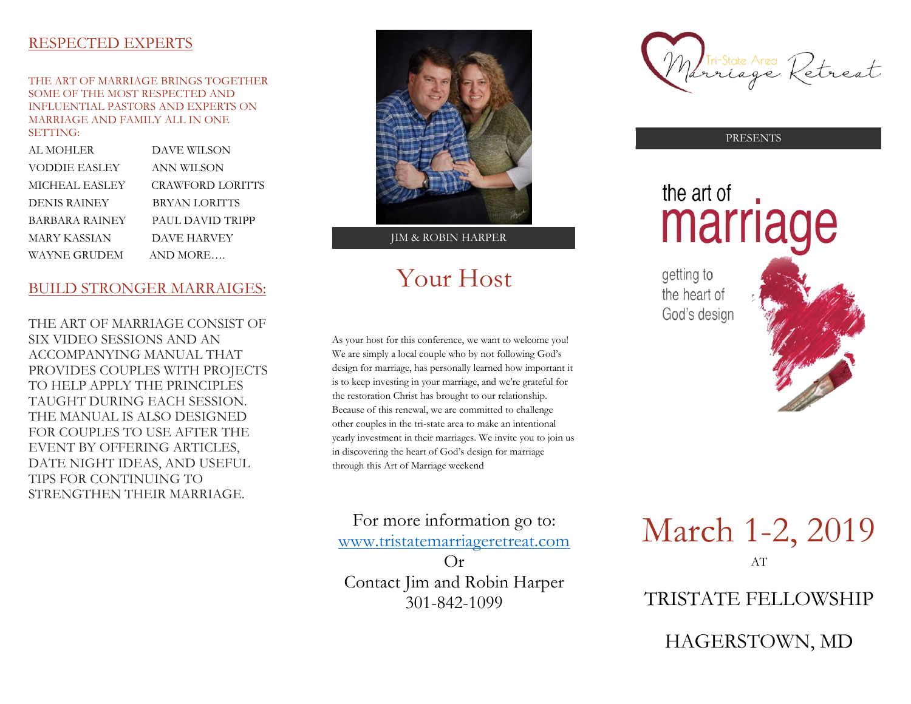## RESPECTED EXPERTS

THE ART OF MARRIAGE BRINGS TOGETHER SOME OF THE MOST RESPECTED AND INFLUENTIAL PASTORS AND EXPERTS ON MARRIAGE AND FAMILY ALL IN ONE SETTING:

| | |
|---|---|
| AL MOHLER | DAVE WILSON |
| VODDIE EASLEY | ANN WILSON |
| MICHEAL EASLEY | CRAWFORD LORITTS |
| DENIS RAINEY | BRYAN LORITTS |
| BARBARA RAINEY | PAUL DAVID TRIPP |
| MARY KASSIAN | DAVE HARVEY |
| WAYNE GRUDEM | AND MORE…. |

## BUILD STRONGER MARRAIGES:

THE ART OF MARRIAGE CONSIST OF SIX VIDEO SESSIONS AND AN ACCOMPANYING MANUAL THAT PROVIDES COUPLES WITH PROJECTS TO HELP APPLY THE PRINCIPLES TAUGHT DURING EACH SESSION. THE MANUAL IS ALSO DESIGNED FOR COUPLES TO USE AFTER THE EVENT BY OFFERING ARTICLES, DATE NIGHT IDEAS, AND USEFUL TIPS FOR CONTINUING TO STRENGTHEN THEIR MARRIAGE.

JIM & ROBIN HARPER

# Your Host

As your host for this conference, we want to welcome you! We are simply a local couple who by not following God's design for marriage, has personally learned how important it is to keep investing in your marriage, and we're grateful for the restoration Christ has brought to our relationship. Because of this renewal, we are committed to challenge other couples in the tri-state area to make an intentional yearly investment in their marriages. We invite you to join us in discovering the heart of God's design for marriage through this Art of Marriage weekend

For more information go to:
www.tristatemarriageretreat.com
Or
Contact Jim and Robin Harper
301-842-1099

Tri-State Area Marriage Retreat

PRESENTS

# the art of marriage

getting to the heart of God's design

# March 1-2, 2019

AT

TRISTATE FELLOWSHIP

HAGERSTOWN, MD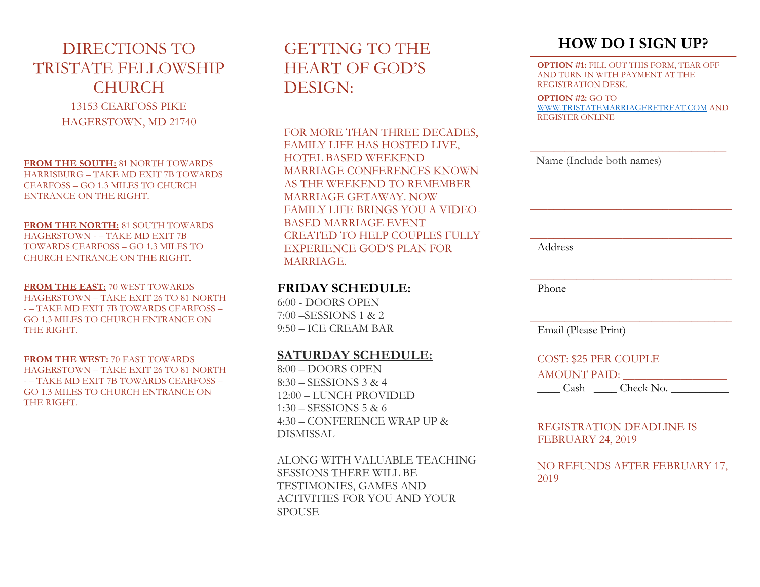# DIRECTIONS TO TRISTATE FELLOWSHIP CHURCH

13153 CEARFOSS PIKE
HAGERSTOWN, MD 21740

**FROM THE SOUTH:** 81 NORTH TOWARDS HARRISBURG – TAKE MD EXIT 7B TOWARDS CEARFOSS – GO 1.3 MILES TO CHURCH ENTRANCE ON THE RIGHT.

**FROM THE NORTH:** 81 SOUTH TOWARDS HAGERSTOWN - – TAKE MD EXIT 7B TOWARDS CEARFOSS – GO 1.3 MILES TO CHURCH ENTRANCE ON THE RIGHT.

**FROM THE EAST:** 70 WEST TOWARDS HAGERSTOWN – TAKE EXIT 26 TO 81 NORTH - – TAKE MD EXIT 7B TOWARDS CEARFOSS – GO 1.3 MILES TO CHURCH ENTRANCE ON THE RIGHT.

**FROM THE WEST:** 70 EAST TOWARDS HAGERSTOWN – TAKE EXIT 26 TO 81 NORTH - – TAKE MD EXIT 7B TOWARDS CEARFOSS – GO 1.3 MILES TO CHURCH ENTRANCE ON THE RIGHT.

# GETTING TO THE HEART OF GOD'S DESIGN:

FOR MORE THAN THREE DECADES, FAMILY LIFE HAS HOSTED LIVE, HOTEL BASED WEEKEND MARRIAGE CONFERENCES KNOWN AS THE WEEKEND TO REMEMBER MARRIAGE GETAWAY. NOW FAMILY LIFE BRINGS YOU A VIDEO-BASED MARRIAGE EVENT CREATED TO HELP COUPLES FULLY EXPERIENCE GOD'S PLAN FOR MARRIAGE.

## FRIDAY SCHEDULE:

6:00 - DOORS OPEN
7:00 –SESSIONS 1 & 2
9:50 – ICE CREAM BAR

## SATURDAY SCHEDULE:

8:00 – DOORS OPEN
8:30 – SESSIONS 3 & 4
12:00 – LUNCH PROVIDED
1:30 – SESSIONS 5 & 6
4:30 – CONFERENCE WRAP UP & DISMISSAL

ALONG WITH VALUABLE TEACHING SESSIONS THERE WILL BE TESTIMONIES, GAMES AND ACTIVITIES FOR YOU AND YOUR SPOUSE

# HOW DO I SIGN UP?

**OPTION #1:** FILL OUT THIS FORM, TEAR OFF AND TURN IN WITH PAYMENT AT THE REGISTRATION DESK.

**OPTION #2:** GO TO WWW.TRISTATEMARRIAGERETREAT.COM AND REGISTER ONLINE

___________________________________
Name (Include both names)

___________________________________

___________________________________
Address

___________________________________
Phone

___________________________________
Email (Please Print)

COST: $25 PER COUPLE

AMOUNT PAID: _________________

____ Cash ____ Check No. __________

REGISTRATION DEADLINE IS FEBRUARY 24, 2019

NO REFUNDS AFTER FEBRUARY 17, 2019